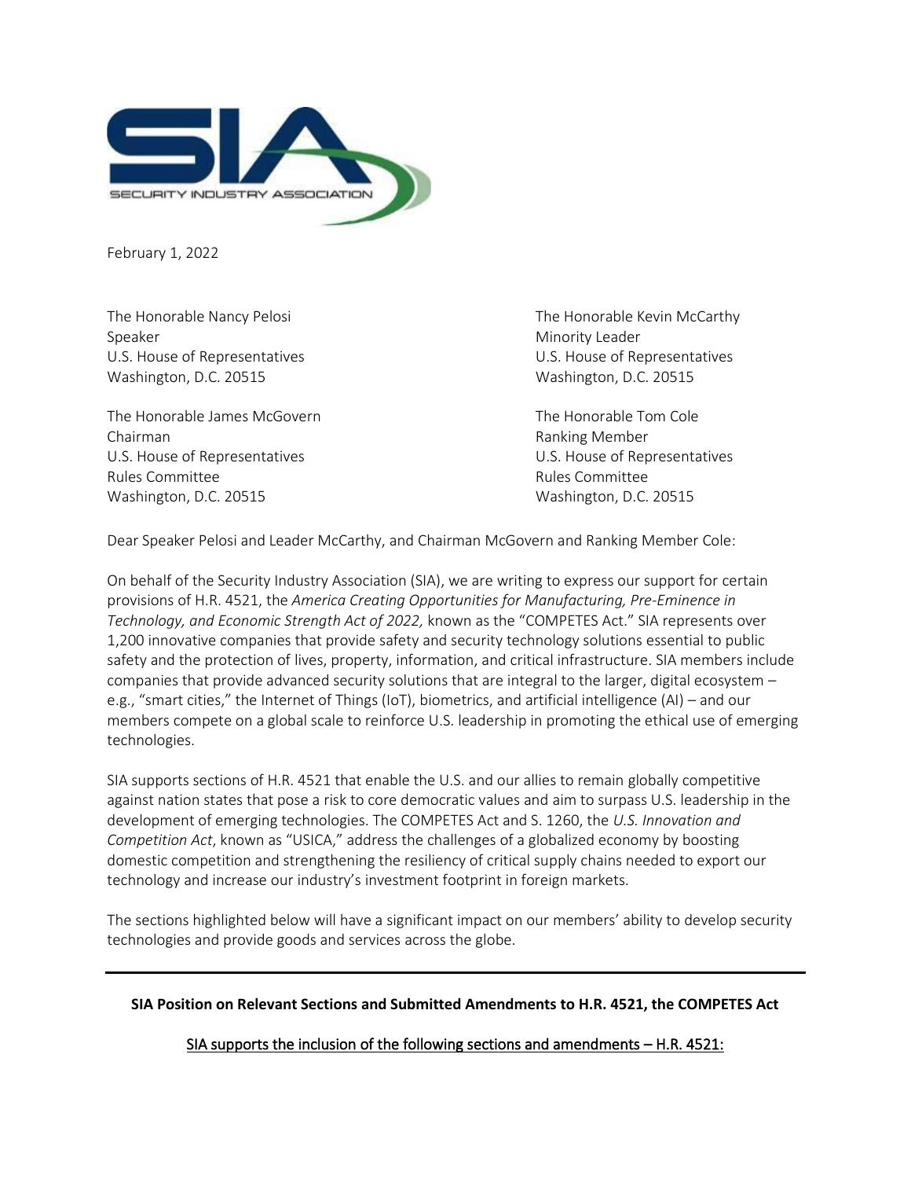February 1, 2022

The Honorable Nancy Pelosi
Speaker
U.S. House of Representatives
Washington, D.C. 20515

The Honorable Kevin McCarthy
Minority Leader
U.S. House of Representatives
Washington, D.C. 20515

The Honorable James McGovern
Chairman
U.S. House of Representatives
Rules Committee
Washington, D.C. 20515

The Honorable Tom Cole
Ranking Member
U.S. House of Representatives
Rules Committee
Washington, D.C. 20515

Dear Speaker Pelosi and Leader McCarthy, and Chairman McGovern and Ranking Member Cole:

On behalf of the Security Industry Association (SIA), we are writing to express our support for certain provisions of H.R. 4521, the *America Creating Opportunities for Manufacturing, Pre-Eminence in Technology, and Economic Strength Act of 2022,* known as the "COMPETES Act." SIA represents over 1,200 innovative companies that provide safety and security technology solutions essential to public safety and the protection of lives, property, information, and critical infrastructure. SIA members include companies that provide advanced security solutions that are integral to the larger, digital ecosystem – e.g., "smart cities," the Internet of Things (IoT), biometrics, and artificial intelligence (AI) – and our members compete on a global scale to reinforce U.S. leadership in promoting the ethical use of emerging technologies.

SIA supports sections of H.R. 4521 that enable the U.S. and our allies to remain globally competitive against nation states that pose a risk to core democratic values and aim to surpass U.S. leadership in the development of emerging technologies. The COMPETES Act and S. 1260, the *U.S. Innovation and Competition Act*, known as "USICA," address the challenges of a globalized economy by boosting domestic competition and strengthening the resiliency of critical supply chains needed to export our technology and increase our industry's investment footprint in foreign markets.

The sections highlighted below will have a significant impact on our members' ability to develop security technologies and provide goods and services across the globe.

---

**SIA Position on Relevant Sections and Submitted Amendments to H.R. 4521, the COMPETES Act**

<u>SIA supports the inclusion of the following sections and amendments – H.R. 4521:</u>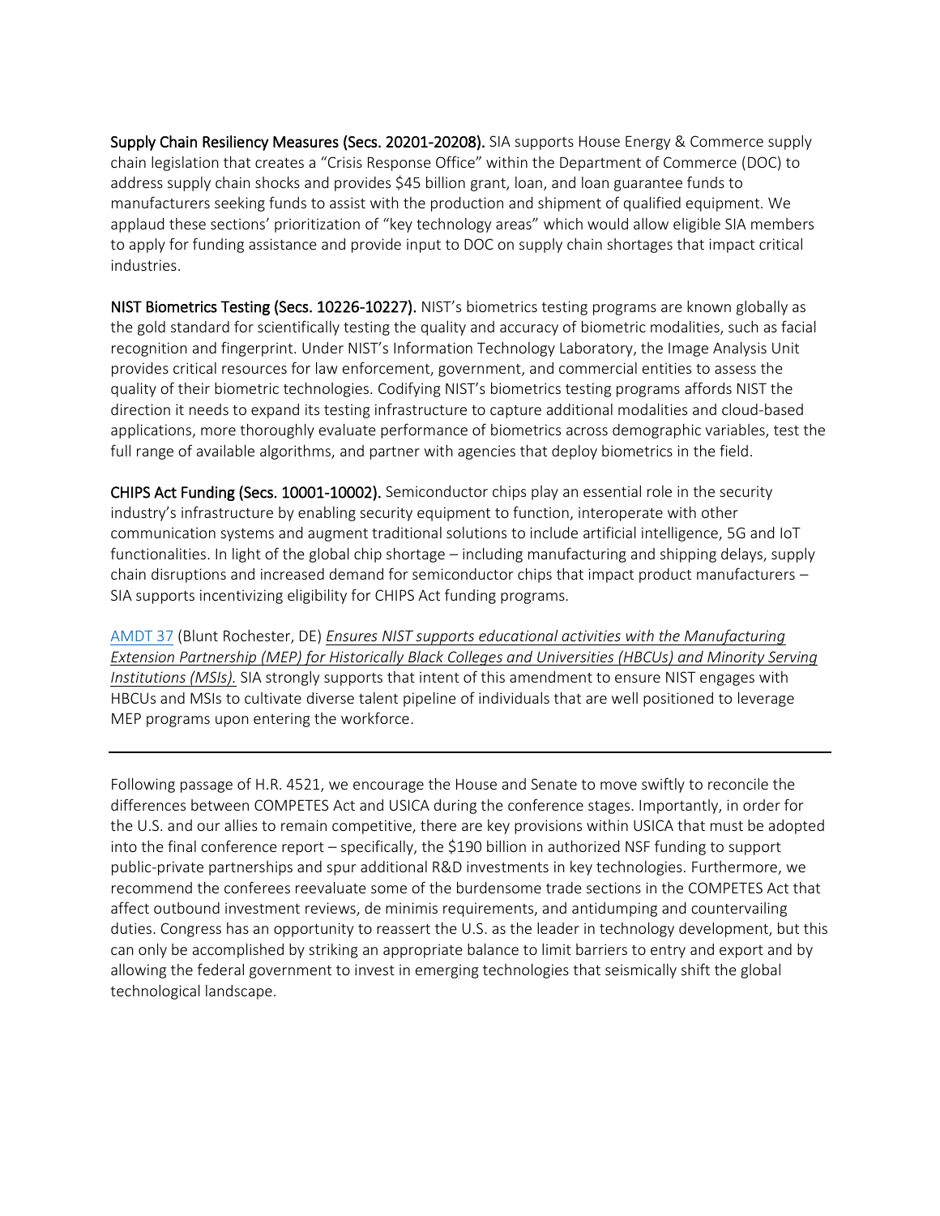**Supply Chain Resiliency Measures (Secs. 20201-20208).** SIA supports House Energy & Commerce supply chain legislation that creates a "Crisis Response Office" within the Department of Commerce (DOC) to address supply chain shocks and provides $45 billion grant, loan, and loan guarantee funds to manufacturers seeking funds to assist with the production and shipment of qualified equipment. We applaud these sections' prioritization of "key technology areas" which would allow eligible SIA members to apply for funding assistance and provide input to DOC on supply chain shortages that impact critical industries.

**NIST Biometrics Testing (Secs. 10226-10227).** NIST's biometrics testing programs are known globally as the gold standard for scientifically testing the quality and accuracy of biometric modalities, such as facial recognition and fingerprint. Under NIST's Information Technology Laboratory, the Image Analysis Unit provides critical resources for law enforcement, government, and commercial entities to assess the quality of their biometric technologies. Codifying NIST's biometrics testing programs affords NIST the direction it needs to expand its testing infrastructure to capture additional modalities and cloud-based applications, more thoroughly evaluate performance of biometrics across demographic variables, test the full range of available algorithms, and partner with agencies that deploy biometrics in the field.

**CHIPS Act Funding (Secs. 10001-10002).** Semiconductor chips play an essential role in the security industry's infrastructure by enabling security equipment to function, interoperate with other communication systems and augment traditional solutions to include artificial intelligence, 5G and IoT functionalities. In light of the global chip shortage – including manufacturing and shipping delays, supply chain disruptions and increased demand for semiconductor chips that impact product manufacturers – SIA supports incentivizing eligibility for CHIPS Act funding programs.

AMDT 37 (Blunt Rochester, DE) *Ensures NIST supports educational activities with the Manufacturing Extension Partnership (MEP) for Historically Black Colleges and Universities (HBCUs) and Minority Serving Institutions (MSIs).* SIA strongly supports that intent of this amendment to ensure NIST engages with HBCUs and MSIs to cultivate diverse talent pipeline of individuals that are well positioned to leverage MEP programs upon entering the workforce.

---

Following passage of H.R. 4521, we encourage the House and Senate to move swiftly to reconcile the differences between COMPETES Act and USICA during the conference stages. Importantly, in order for the U.S. and our allies to remain competitive, there are key provisions within USICA that must be adopted into the final conference report – specifically, the $190 billion in authorized NSF funding to support public-private partnerships and spur additional R&D investments in key technologies. Furthermore, we recommend the conferees reevaluate some of the burdensome trade sections in the COMPETES Act that affect outbound investment reviews, de minimis requirements, and antidumping and countervailing duties. Congress has an opportunity to reassert the U.S. as the leader in technology development, but this can only be accomplished by striking an appropriate balance to limit barriers to entry and export and by allowing the federal government to invest in emerging technologies that seismically shift the global technological landscape.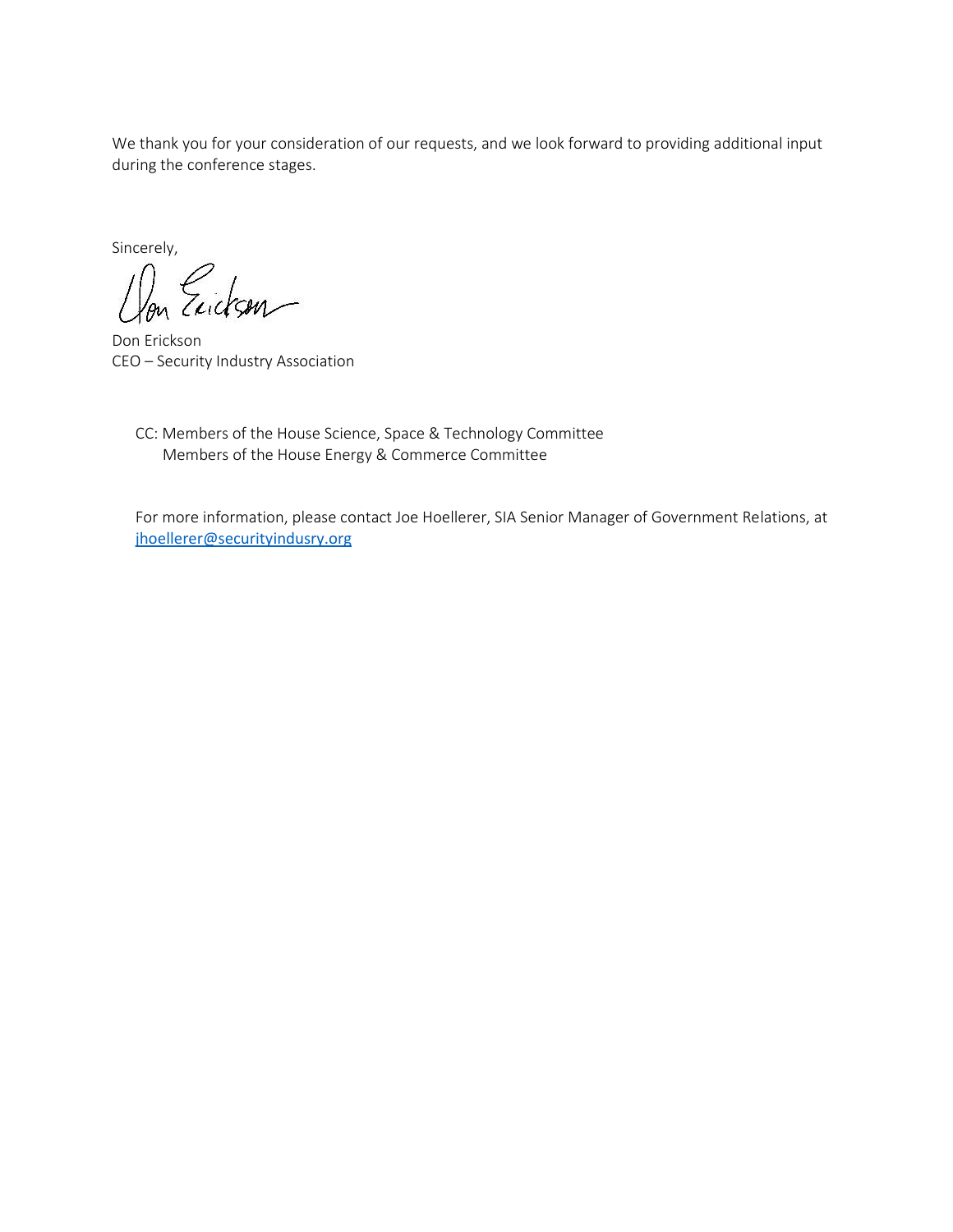We thank you for your consideration of our requests, and we look forward to providing additional input during the conference stages.

Sincerely,

Don Erickson
CEO – Security Industry Association

CC: Members of the House Science, Space & Technology Committee
Members of the House Energy & Commerce Committee

For more information, please contact Joe Hoellerer, SIA Senior Manager of Government Relations, at jhoellerer@securityindusry.org